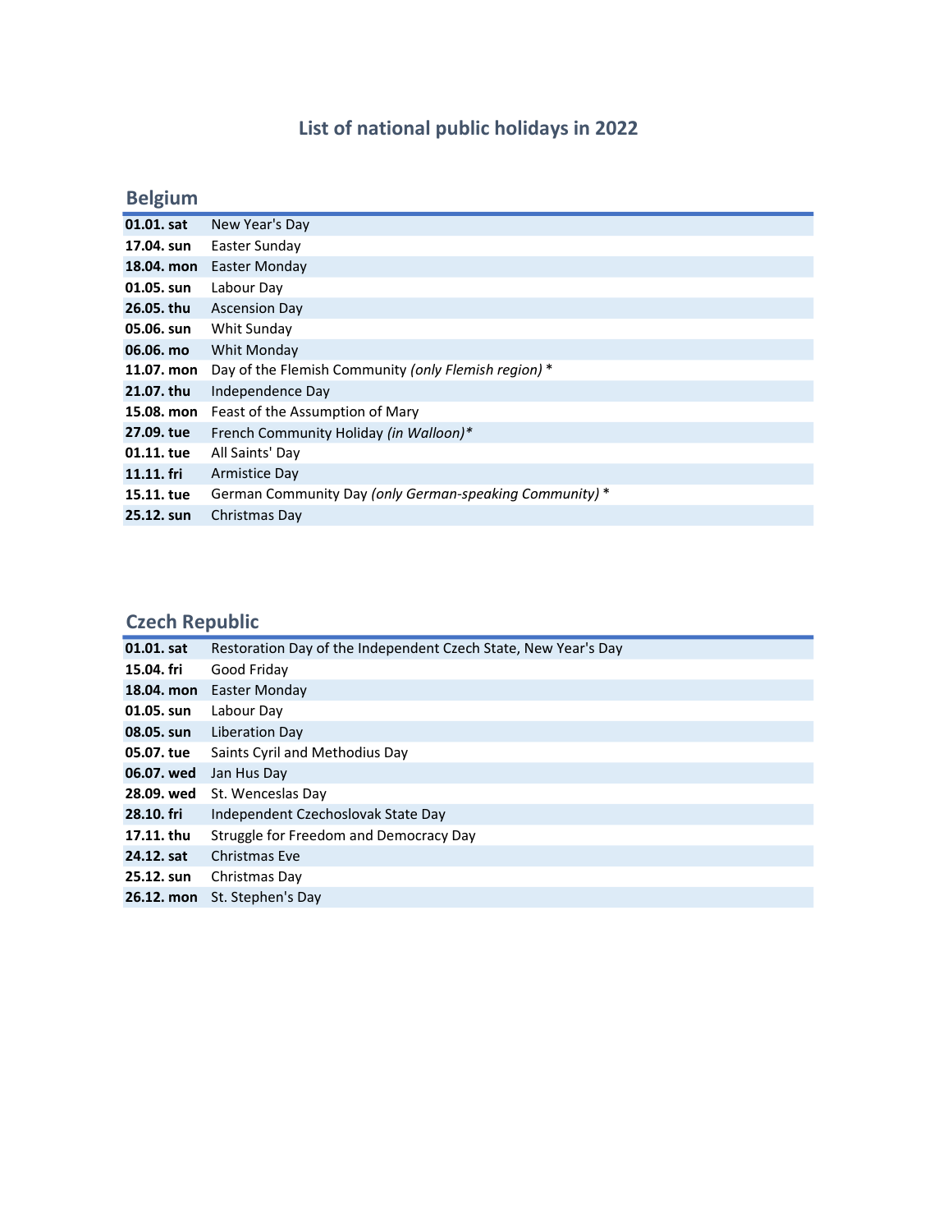# List of national public holidays in 2022

## Belgium

| | |
|---|---|
| **01.01. sat** | New Year's Day |
| **17.04. sun** | Easter Sunday |
| **18.04. mon** | Easter Monday |
| **01.05. sun** | Labour Day |
| **26.05. thu** | Ascension Day |
| **05.06. sun** | Whit Sunday |
| **06.06. mo** | Whit Monday |
| **11.07. mon** | Day of the Flemish Community *(only Flemish region)* * |
| **21.07. thu** | Independence Day |
| **15.08. mon** | Feast of the Assumption of Mary |
| **27.09. tue** | French Community Holiday *(in Walloon)** |
| **01.11. tue** | All Saints' Day |
| **11.11. fri** | Armistice Day |
| **15.11. tue** | German Community Day *(only German-speaking Community)* * |
| **25.12. sun** | Christmas Day |

## Czech Republic

| | |
|---|---|
| **01.01. sat** | Restoration Day of the Independent Czech State, New Year's Day |
| **15.04. fri** | Good Friday |
| **18.04. mon** | Easter Monday |
| **01.05. sun** | Labour Day |
| **08.05. sun** | Liberation Day |
| **05.07. tue** | Saints Cyril and Methodius Day |
| **06.07. wed** | Jan Hus Day |
| **28.09. wed** | St. Wenceslas Day |
| **28.10. fri** | Independent Czechoslovak State Day |
| **17.11. thu** | Struggle for Freedom and Democracy Day |
| **24.12. sat** | Christmas Eve |
| **25.12. sun** | Christmas Day |
| **26.12. mon** | St. Stephen's Day |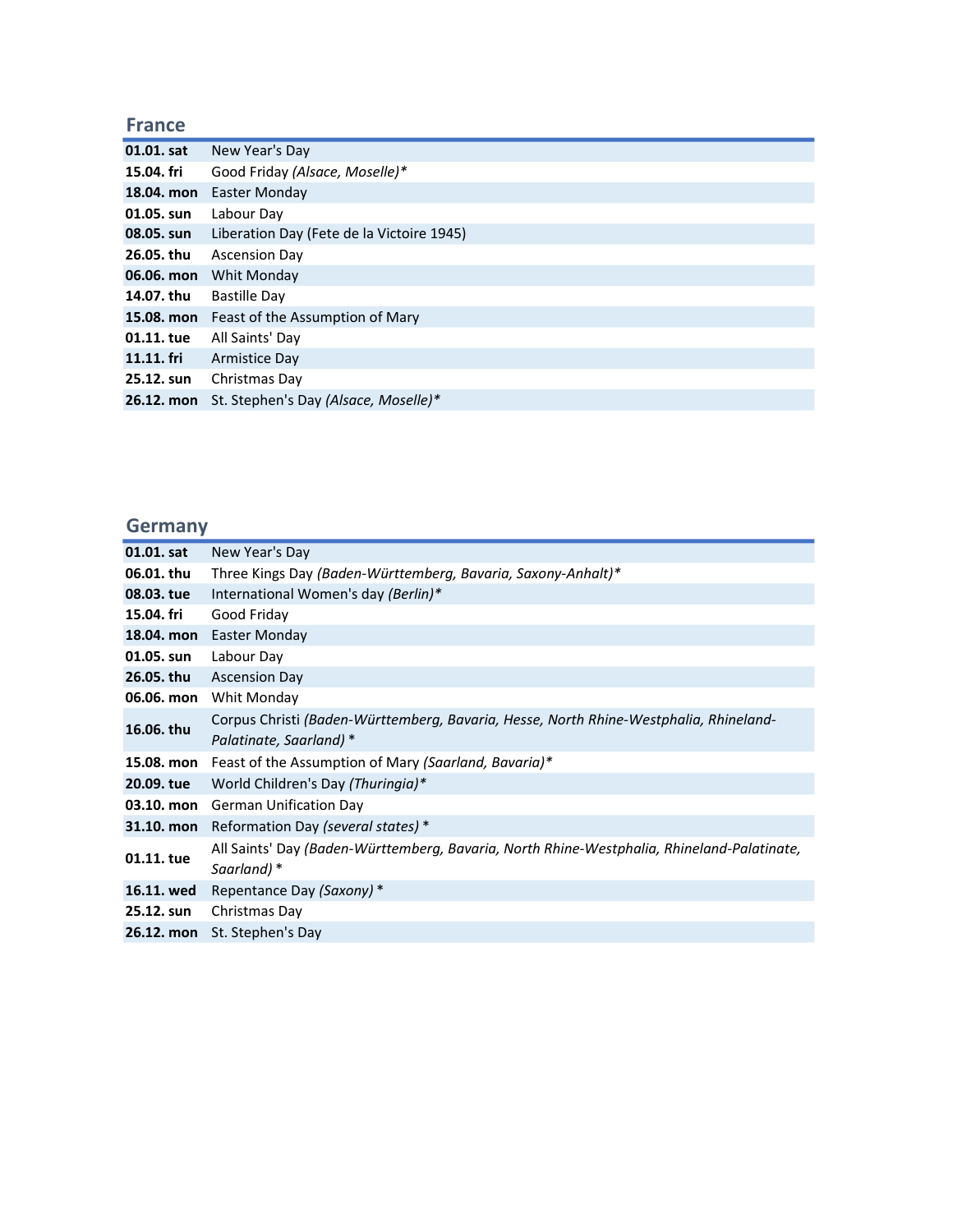## France

| | |
|---|---|
| **01.01. sat** | New Year's Day |
| **15.04. fri** | Good Friday *(Alsace, Moselle)** |
| **18.04. mon** | Easter Monday |
| **01.05. sun** | Labour Day |
| **08.05. sun** | Liberation Day (Fete de la Victoire 1945) |
| **26.05. thu** | Ascension Day |
| **06.06. mon** | Whit Monday |
| **14.07. thu** | Bastille Day |
| **15.08. mon** | Feast of the Assumption of Mary |
| **01.11. tue** | All Saints' Day |
| **11.11. fri** | Armistice Day |
| **25.12. sun** | Christmas Day |
| **26.12. mon** | St. Stephen's Day *(Alsace, Moselle)** |

## Germany

| | |
|---|---|
| **01.01. sat** | New Year's Day |
| **06.01. thu** | Three Kings Day *(Baden-Württemberg, Bavaria, Saxony-Anhalt)** |
| **08.03. tue** | International Women's day *(Berlin)** |
| **15.04. fri** | Good Friday |
| **18.04. mon** | Easter Monday |
| **01.05. sun** | Labour Day |
| **26.05. thu** | Ascension Day |
| **06.06. mon** | Whit Monday |
| **16.06. thu** | Corpus Christi *(Baden-Württemberg, Bavaria, Hesse, North Rhine-Westphalia, Rhineland-Palatinate, Saarland)* * |
| **15.08. mon** | Feast of the Assumption of Mary *(Saarland, Bavaria)** |
| **20.09. tue** | World Children's Day *(Thuringia)** |
| **03.10. mon** | German Unification Day |
| **31.10. mon** | Reformation Day *(several states)* * |
| **01.11. tue** | All Saints' Day *(Baden-Württemberg, Bavaria, North Rhine-Westphalia, Rhineland-Palatinate, Saarland)* * |
| **16.11. wed** | Repentance Day *(Saxony)* * |
| **25.12. sun** | Christmas Day |
| **26.12. mon** | St. Stephen's Day |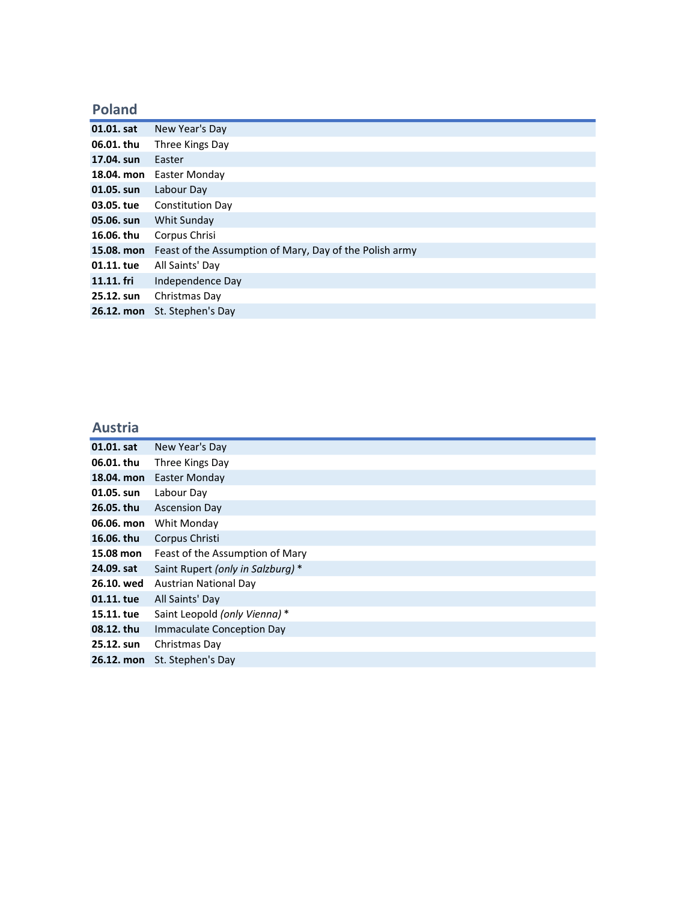## Poland

| | |
|---|---|
| **01.01. sat** | New Year's Day |
| **06.01. thu** | Three Kings Day |
| **17.04. sun** | Easter |
| **18.04. mon** | Easter Monday |
| **01.05. sun** | Labour Day |
| **03.05. tue** | Constitution Day |
| **05.06. sun** | Whit Sunday |
| **16.06. thu** | Corpus Chrisi |
| **15.08. mon** | Feast of the Assumption of Mary, Day of the Polish army |
| **01.11. tue** | All Saints' Day |
| **11.11. fri** | Independence Day |
| **25.12. sun** | Christmas Day |
| **26.12. mon** | St. Stephen's Day |

## Austria

| | |
|---|---|
| **01.01. sat** | New Year's Day |
| **06.01. thu** | Three Kings Day |
| **18.04. mon** | Easter Monday |
| **01.05. sun** | Labour Day |
| **26.05. thu** | Ascension Day |
| **06.06. mon** | Whit Monday |
| **16.06. thu** | Corpus Christi |
| **15.08 mon** | Feast of the Assumption of Mary |
| **24.09. sat** | Saint Rupert *(only in Salzburg)* * |
| **26.10. wed** | Austrian National Day |
| **01.11. tue** | All Saints' Day |
| **15.11. tue** | Saint Leopold *(only Vienna)* * |
| **08.12. thu** | Immaculate Conception Day |
| **25.12. sun** | Christmas Day |
| **26.12. mon** | St. Stephen's Day |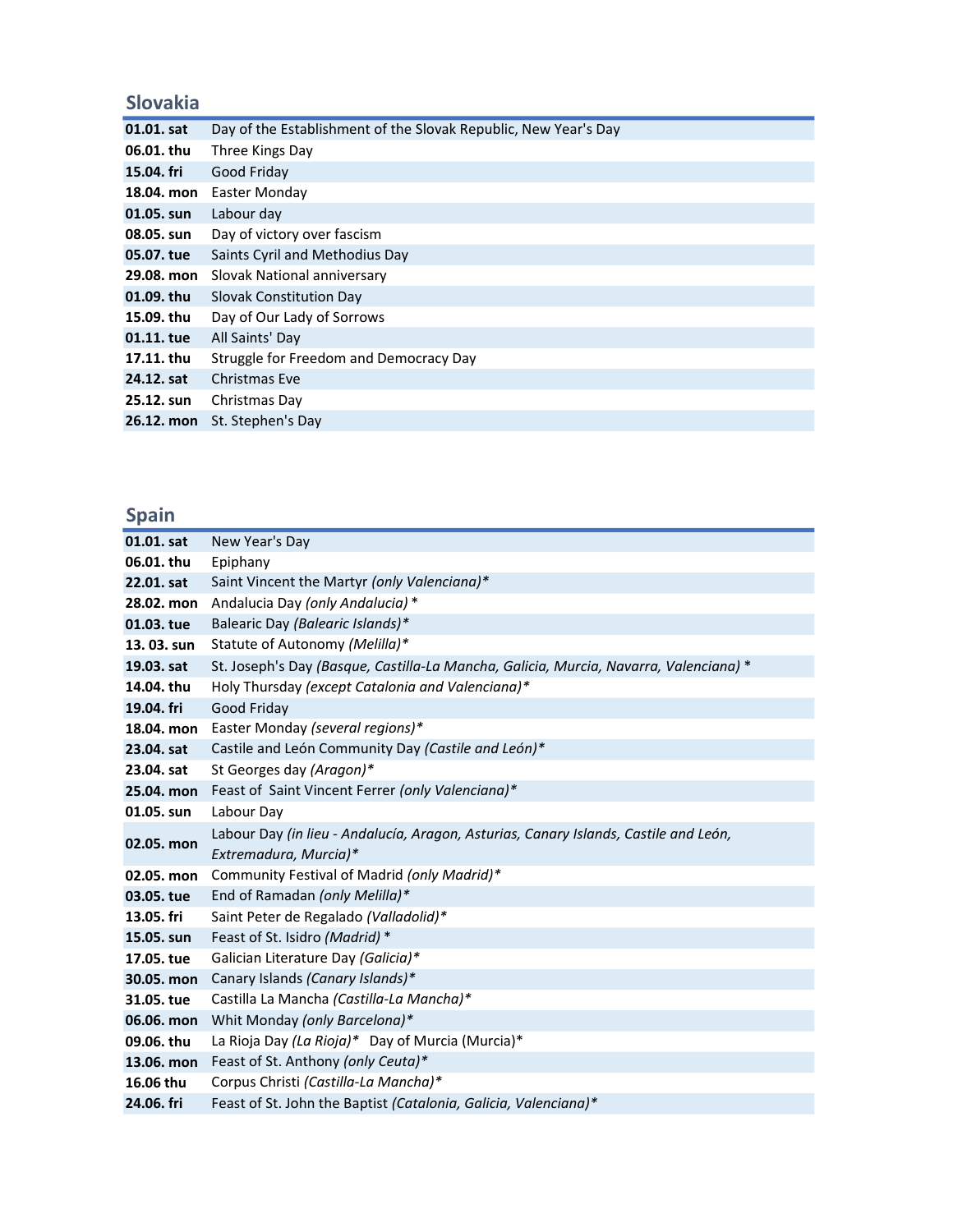## Slovakia

| | |
|---|---|
| **01.01. sat** | Day of the Establishment of the Slovak Republic, New Year's Day |
| **06.01. thu** | Three Kings Day |
| **15.04. fri** | Good Friday |
| **18.04. mon** | Easter Monday |
| **01.05. sun** | Labour day |
| **08.05. sun** | Day of victory over fascism |
| **05.07. tue** | Saints Cyril and Methodius Day |
| **29.08. mon** | Slovak National anniversary |
| **01.09. thu** | Slovak Constitution Day |
| **15.09. thu** | Day of Our Lady of Sorrows |
| **01.11. tue** | All Saints' Day |
| **17.11. thu** | Struggle for Freedom and Democracy Day |
| **24.12. sat** | Christmas Eve |
| **25.12. sun** | Christmas Day |
| **26.12. mon** | St. Stephen's Day |

## Spain

| | |
|---|---|
| **01.01. sat** | New Year's Day |
| **06.01. thu** | Epiphany |
| **22.01. sat** | Saint Vincent the Martyr *(only Valenciana)** |
| **28.02. mon** | Andalucia Day *(only Andalucia)* * |
| **01.03. tue** | Balearic Day *(Balearic Islands)** |
| **13. 03. sun** | Statute of Autonomy *(Melilla)** |
| **19.03. sat** | St. Joseph's Day *(Basque, Castilla-La Mancha, Galicia, Murcia, Navarra, Valenciana)* * |
| **14.04. thu** | Holy Thursday *(except Catalonia and Valenciana)** |
| **19.04. fri** | Good Friday |
| **18.04. mon** | Easter Monday *(several regions)** |
| **23.04. sat** | Castile and León Community Day *(Castile and León)** |
| **23.04. sat** | St Georges day *(Aragon)** |
| **25.04. mon** | Feast of Saint Vincent Ferrer *(only Valenciana)** |
| **01.05. sun** | Labour Day |
| **02.05. mon** | Labour Day *(in lieu - Andalucía, Aragon, Asturias, Canary Islands, Castile and León, Extremadura, Murcia)** |
| **02.05. mon** | Community Festival of Madrid *(only Madrid)** |
| **03.05. tue** | End of Ramadan *(only Melilla)** |
| **13.05. fri** | Saint Peter de Regalado *(Valladolid)** |
| **15.05. sun** | Feast of St. Isidro *(Madrid)* * |
| **17.05. tue** | Galician Literature Day *(Galicia)** |
| **30.05. mon** | Canary Islands *(Canary Islands)** |
| **31.05. tue** | Castilla La Mancha *(Castilla-La Mancha)** |
| **06.06. mon** | Whit Monday *(only Barcelona)** |
| **09.06. thu** | La Rioja Day *(La Rioja)** Day of Murcia (Murcia)* |
| **13.06. mon** | Feast of St. Anthony *(only Ceuta)** |
| **16.06 thu** | Corpus Christi *(Castilla-La Mancha)** |
| **24.06. fri** | Feast of St. John the Baptist *(Catalonia, Galicia, Valenciana)** |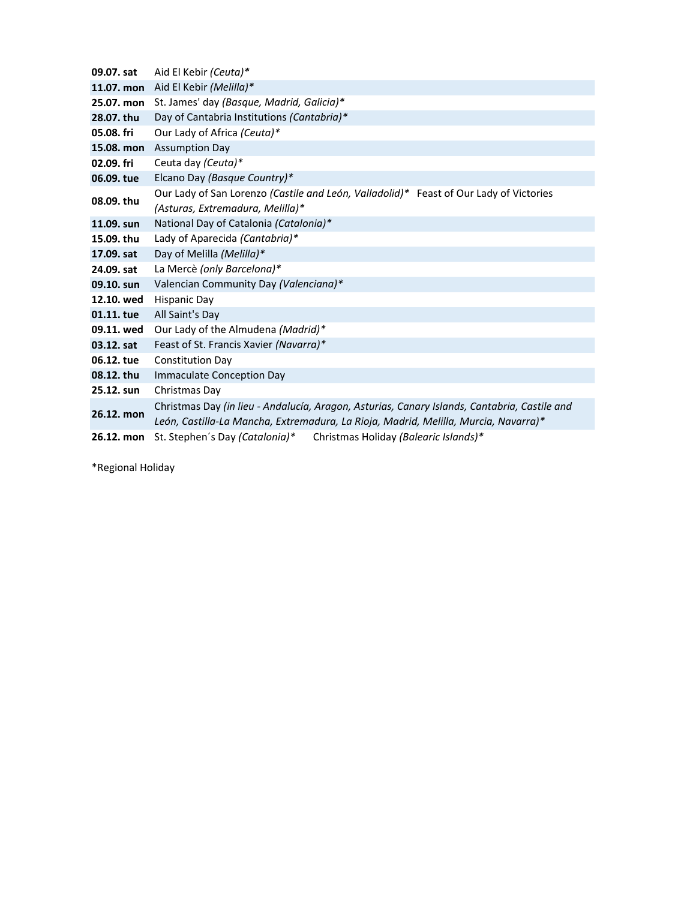| | |
|---|---|
| **09.07. sat** | Aid El Kebir *(Ceuta)** |
| **11.07. mon** | Aid El Kebir *(Melilla)** |
| **25.07. mon** | St. James' day *(Basque, Madrid, Galicia)** |
| **28.07. thu** | Day of Cantabria Institutions *(Cantabria)** |
| **05.08. fri** | Our Lady of Africa *(Ceuta)** |
| **15.08. mon** | Assumption Day |
| **02.09. fri** | Ceuta day *(Ceuta)** |
| **06.09. tue** | Elcano Day *(Basque Country)** |
| **08.09. thu** | Our Lady of San Lorenzo *(Castile and León, Valladolid)** Feast of Our Lady of Victories *(Asturas, Extremadura, Melilla)** |
| **11.09. sun** | National Day of Catalonia *(Catalonia)** |
| **15.09. thu** | Lady of Aparecida *(Cantabria)** |
| **17.09. sat** | Day of Melilla *(Melilla)** |
| **24.09. sat** | La Mercè *(only Barcelona)** |
| **09.10. sun** | Valencian Community Day *(Valenciana)** |
| **12.10. wed** | Hispanic Day |
| **01.11. tue** | All Saint's Day |
| **09.11. wed** | Our Lady of the Almudena *(Madrid)** |
| **03.12. sat** | Feast of St. Francis Xavier *(Navarra)** |
| **06.12. tue** | Constitution Day |
| **08.12. thu** | Immaculate Conception Day |
| **25.12. sun** | Christmas Day |
| **26.12. mon** | Christmas Day *(in lieu - Andalucía, Aragon, Asturias, Canary Islands, Cantabria, Castile and León, Castilla-La Mancha, Extremadura, La Rioja, Madrid, Melilla, Murcia, Navarra)** |
| **26.12. mon** | St. Stephen´s Day *(Catalonia)** Christmas Holiday *(Balearic Islands)** |

*Regional Holiday